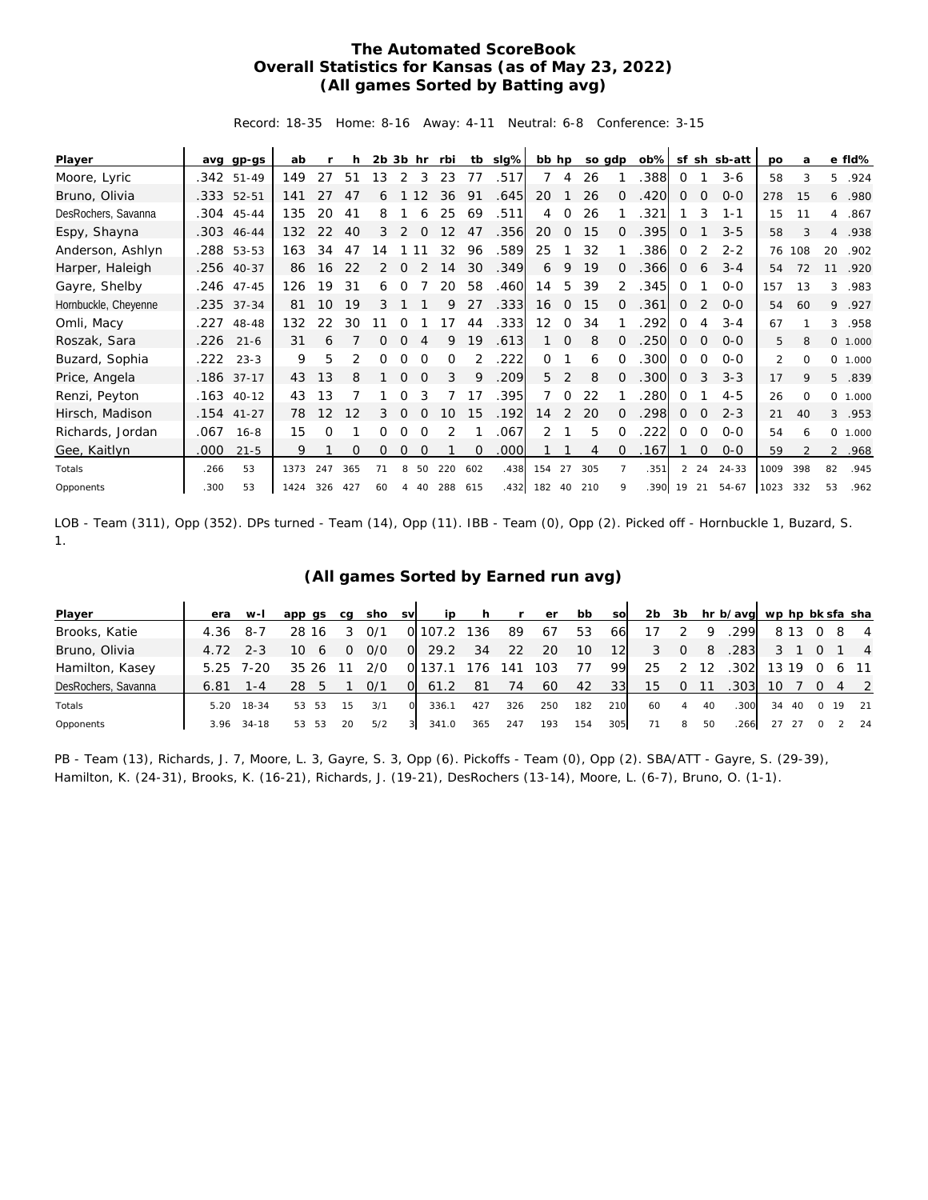# The Automated ScoreBook
## Overall Statistics for Kansas (as of May 23, 2022)
### (All games Sorted by Batting avg)

Record: 18-35 Home: 8-16 Away: 4-11 Neutral: 6-8 Conference: 3-15

| Player | avg | gp-gs | ab | r | h | 2b | 3b | hr | rbi | tb | slg% | bb | hp | so | gdp | ob% | sf | sh | sb-att | po | a | e | fld% |
|---|---|---|---|---|---|---|---|---|---|---|---|---|---|---|---|---|---|---|---|---|---|---|---|
| Moore, Lyric | .342 | 51-49 | 149 | 27 | 51 | 13 | 2 | 3 | 23 | 77 | .517 | 7 | 4 | 26 | 1 | .388 | 0 | 1 | 3-6 | 58 | 3 | 5 | .924 |
| Bruno, Olivia | .333 | 52-51 | 141 | 27 | 47 | 6 | 1 | 12 | 36 | 91 | .645 | 20 | 1 | 26 | 0 | .420 | 0 | 0 | 0-0 | 278 | 15 | 6 | .980 |
| DesRochers, Savanna | .304 | 45-44 | 135 | 20 | 41 | 8 | 1 | 6 | 25 | 69 | .511 | 4 | 0 | 26 | 1 | .321 | 1 | 3 | 1-1 | 15 | 11 | 4 | .867 |
| Espy, Shayna | .303 | 46-44 | 132 | 22 | 40 | 3 | 2 | 0 | 12 | 47 | .356 | 20 | 0 | 15 | 0 | .395 | 0 | 1 | 3-5 | 58 | 3 | 4 | .938 |
| Anderson, Ashlyn | .288 | 53-53 | 163 | 34 | 47 | 14 | 1 | 11 | 32 | 96 | .589 | 25 | 1 | 32 | 1 | .386 | 0 | 2 | 2-2 | 76 | 108 | 20 | .902 |
| Harper, Haleigh | .256 | 40-37 | 86 | 16 | 22 | 2 | 0 | 2 | 14 | 30 | .349 | 6 | 9 | 19 | 0 | .366 | 0 | 6 | 3-4 | 54 | 72 | 11 | .920 |
| Gayre, Shelby | .246 | 47-45 | 126 | 19 | 31 | 6 | 0 | 7 | 20 | 58 | .460 | 14 | 5 | 39 | 2 | .345 | 0 | 1 | 0-0 | 157 | 13 | 3 | .983 |
| Hornbuckle, Cheyenne | .235 | 37-34 | 81 | 10 | 19 | 3 | 1 | 1 | 9 | 27 | .333 | 16 | 0 | 15 | 0 | .361 | 0 | 2 | 0-0 | 54 | 60 | 9 | .927 |
| Omli, Macy | .227 | 48-48 | 132 | 22 | 30 | 11 | 0 | 1 | 17 | 44 | .333 | 12 | 0 | 34 | 1 | .292 | 0 | 4 | 3-4 | 67 | 1 | 3 | .958 |
| Roszak, Sara | .226 | 21-6 | 31 | 6 | 7 | 0 | 0 | 4 | 9 | 19 | .613 | 1 | 0 | 8 | 0 | .250 | 0 | 0 | 0-0 | 5 | 8 | 0 | 1.000 |
| Buzard, Sophia | .222 | 23-3 | 9 | 5 | 2 | 0 | 0 | 0 | 0 | 2 | .222 | 0 | 1 | 6 | 0 | .300 | 0 | 0 | 0-0 | 2 | 0 | 0 | 1.000 |
| Price, Angela | .186 | 37-17 | 43 | 13 | 8 | 1 | 0 | 0 | 3 | 9 | .209 | 5 | 2 | 8 | 0 | .300 | 0 | 3 | 3-3 | 17 | 9 | 5 | .839 |
| Renzi, Peyton | .163 | 40-12 | 43 | 13 | 7 | 1 | 0 | 3 | 7 | 17 | .395 | 7 | 0 | 22 | 1 | .280 | 0 | 1 | 4-5 | 26 | 0 | 0 | 1.000 |
| Hirsch, Madison | .154 | 41-27 | 78 | 12 | 12 | 3 | 0 | 0 | 10 | 15 | .192 | 14 | 2 | 20 | 0 | .298 | 0 | 0 | 2-3 | 21 | 40 | 3 | .953 |
| Richards, Jordan | .067 | 16-8 | 15 | 0 | 1 | 0 | 0 | 0 | 2 | 1 | .067 | 2 | 1 | 5 | 0 | .222 | 0 | 0 | 0-0 | 54 | 6 | 0 | 1.000 |
| Gee, Kaitlyn | .000 | 21-5 | 9 | 1 | 0 | 0 | 0 | 0 | 1 | 0 | .000 | 1 | 1 | 4 | 0 | .167 | 1 | 0 | 0-0 | 59 | 2 | 2 | .968 |
| Totals | .266 | 53 | 1373 | 247 | 365 | 71 | 8 | 50 | 220 | 602 | .438 | 154 | 27 | 305 | 7 | .351 | 2 | 24 | 24-33 | 1009 | 398 | 82 | .945 |
| Opponents | .300 | 53 | 1424 | 326 | 427 | 60 | 4 | 40 | 288 | 615 | .432 | 182 | 40 | 210 | 9 | .390 | 19 | 21 | 54-67 | 1023 | 332 | 53 | .962 |

LOB - Team (311), Opp (352). DPs turned - Team (14), Opp (11). IBB - Team (0), Opp (2). Picked off - Hornbuckle 1, Buzard, S. 1.

### (All games Sorted by Earned run avg)

| Player | era | w-l | app | gs | cg | sho | sv | ip | h | r | er | bb | so | 2b | 3b | hr | b/avg | wp | hp | bk | sfa | sha |
|---|---|---|---|---|---|---|---|---|---|---|---|---|---|---|---|---|---|---|---|---|---|---|
| Brooks, Katie | 4.36 | 8-7 | 28 | 16 | 3 | 0/1 | 0 | 107.2 | 136 | 89 | 67 | 53 | 66 | 17 | 2 | 9 | .299 | 8 | 13 | 0 | 8 | 4 |
| Bruno, Olivia | 4.72 | 2-3 | 10 | 6 | 0 | 0/0 | 0 | 29.2 | 34 | 22 | 20 | 10 | 12 | 3 | 0 | 8 | .283 | 3 | 1 | 0 | 1 | 4 |
| Hamilton, Kasey | 5.25 | 7-20 | 35 | 26 | 11 | 2/0 | 0 | 137.1 | 176 | 141 | 103 | 77 | 99 | 25 | 2 | 12 | .302 | 13 | 19 | 0 | 6 | 11 |
| DesRochers, Savanna | 6.81 | 1-4 | 28 | 5 | 1 | 0/1 | 0 | 61.2 | 81 | 74 | 60 | 42 | 33 | 15 | 0 | 11 | .303 | 10 | 7 | 0 | 4 | 2 |
| Totals | 5.20 | 18-34 | 53 | 53 | 15 | 3/1 | 0 | 336.1 | 427 | 326 | 250 | 182 | 210 | 60 | 4 | 40 | .300 | 34 | 40 | 0 | 19 | 21 |
| Opponents | 3.96 | 34-18 | 53 | 53 | 20 | 5/2 | 3 | 341.0 | 365 | 247 | 193 | 154 | 305 | 71 | 8 | 50 | .266 | 27 | 27 | 0 | 2 | 24 |

PB - Team (13), Richards, J. 7, Moore, L. 3, Gayre, S. 3, Opp (6). Pickoffs - Team (0), Opp (2). SBA/ATT - Gayre, S. (29-39), Hamilton, K. (24-31), Brooks, K. (16-21), Richards, J. (19-21), DesRochers (13-14), Moore, L. (6-7), Bruno, O. (1-1).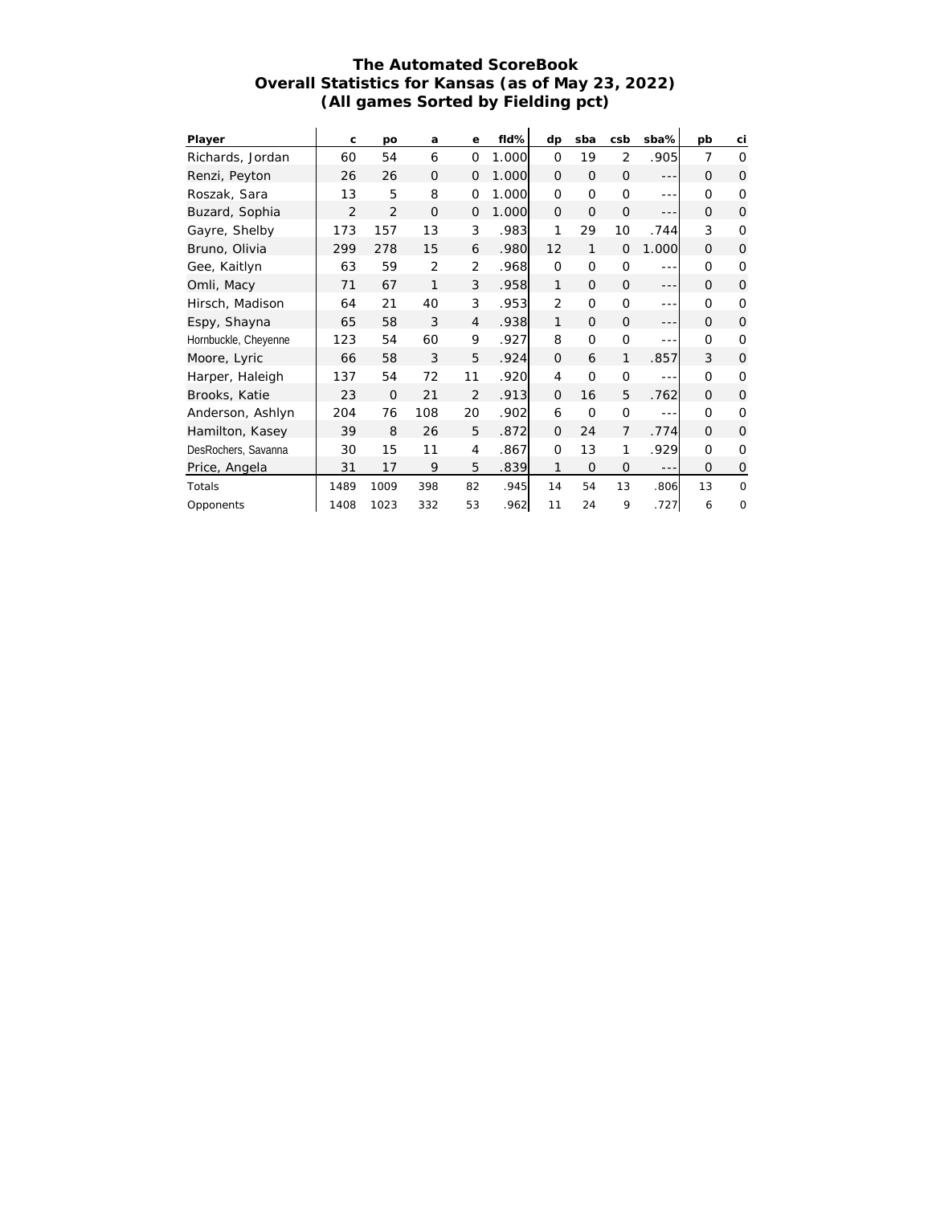# The Automated ScoreBook
## Overall Statistics for Kansas (as of May 23, 2022)
## (All games Sorted by Fielding pct)

| Player | c | po | a | e | fld% | dp | sba | csb | sba% | pb | ci |
|---|---|---|---|---|---|---|---|---|---|---|---|
| Richards, Jordan | 60 | 54 | 6 | 0 | 1.000 | 0 | 19 | 2 | .905 | 7 | 0 |
| Renzi, Peyton | 26 | 26 | 0 | 0 | 1.000 | 0 | 0 | 0 | --- | 0 | 0 |
| Roszak, Sara | 13 | 5 | 8 | 0 | 1.000 | 0 | 0 | 0 | --- | 0 | 0 |
| Buzard, Sophia | 2 | 2 | 0 | 0 | 1.000 | 0 | 0 | 0 | --- | 0 | 0 |
| Gayre, Shelby | 173 | 157 | 13 | 3 | .983 | 1 | 29 | 10 | .744 | 3 | 0 |
| Bruno, Olivia | 299 | 278 | 15 | 6 | .980 | 12 | 1 | 0 | 1.000 | 0 | 0 |
| Gee, Kaitlyn | 63 | 59 | 2 | 2 | .968 | 0 | 0 | 0 | --- | 0 | 0 |
| Omli, Macy | 71 | 67 | 1 | 3 | .958 | 1 | 0 | 0 | --- | 0 | 0 |
| Hirsch, Madison | 64 | 21 | 40 | 3 | .953 | 2 | 0 | 0 | --- | 0 | 0 |
| Espy, Shayna | 65 | 58 | 3 | 4 | .938 | 1 | 0 | 0 | --- | 0 | 0 |
| Hornbuckle, Cheyenne | 123 | 54 | 60 | 9 | .927 | 8 | 0 | 0 | --- | 0 | 0 |
| Moore, Lyric | 66 | 58 | 3 | 5 | .924 | 0 | 6 | 1 | .857 | 3 | 0 |
| Harper, Haleigh | 137 | 54 | 72 | 11 | .920 | 4 | 0 | 0 | --- | 0 | 0 |
| Brooks, Katie | 23 | 0 | 21 | 2 | .913 | 0 | 16 | 5 | .762 | 0 | 0 |
| Anderson, Ashlyn | 204 | 76 | 108 | 20 | .902 | 6 | 0 | 0 | --- | 0 | 0 |
| Hamilton, Kasey | 39 | 8 | 26 | 5 | .872 | 0 | 24 | 7 | .774 | 0 | 0 |
| DesRochers, Savanna | 30 | 15 | 11 | 4 | .867 | 0 | 13 | 1 | .929 | 0 | 0 |
| Price, Angela | 31 | 17 | 9 | 5 | .839 | 1 | 0 | 0 | --- | 0 | 0 |
| Totals | 1489 | 1009 | 398 | 82 | .945 | 14 | 54 | 13 | .806 | 13 | 0 |
| Opponents | 1408 | 1023 | 332 | 53 | .962 | 11 | 24 | 9 | .727 | 6 | 0 |